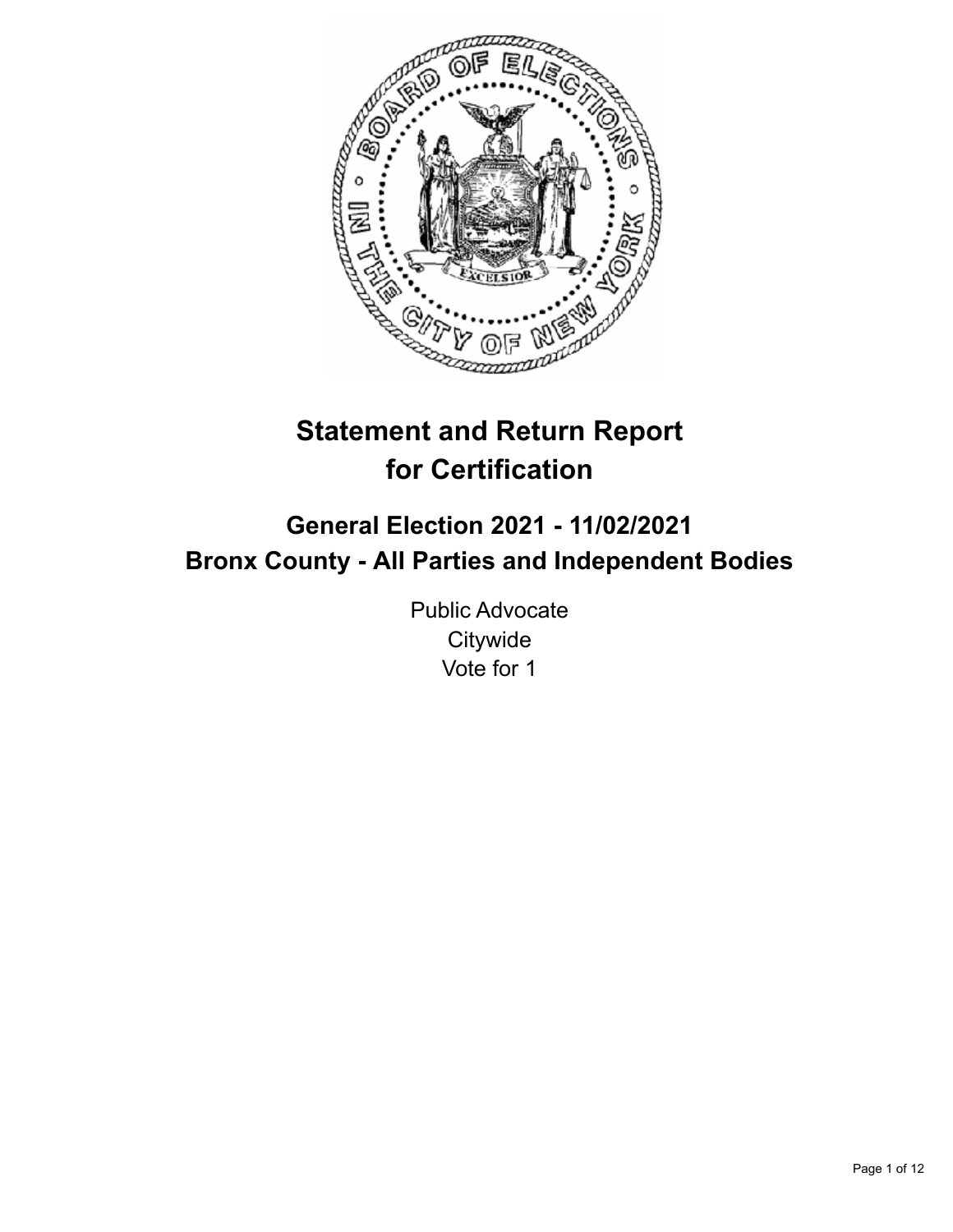# Statement and Return Report for Certification

## General Election 2021 - 11/02/2021
## Bronx County - All Parties and Independent Bodies

Public Advocate
Citywide
Vote for 1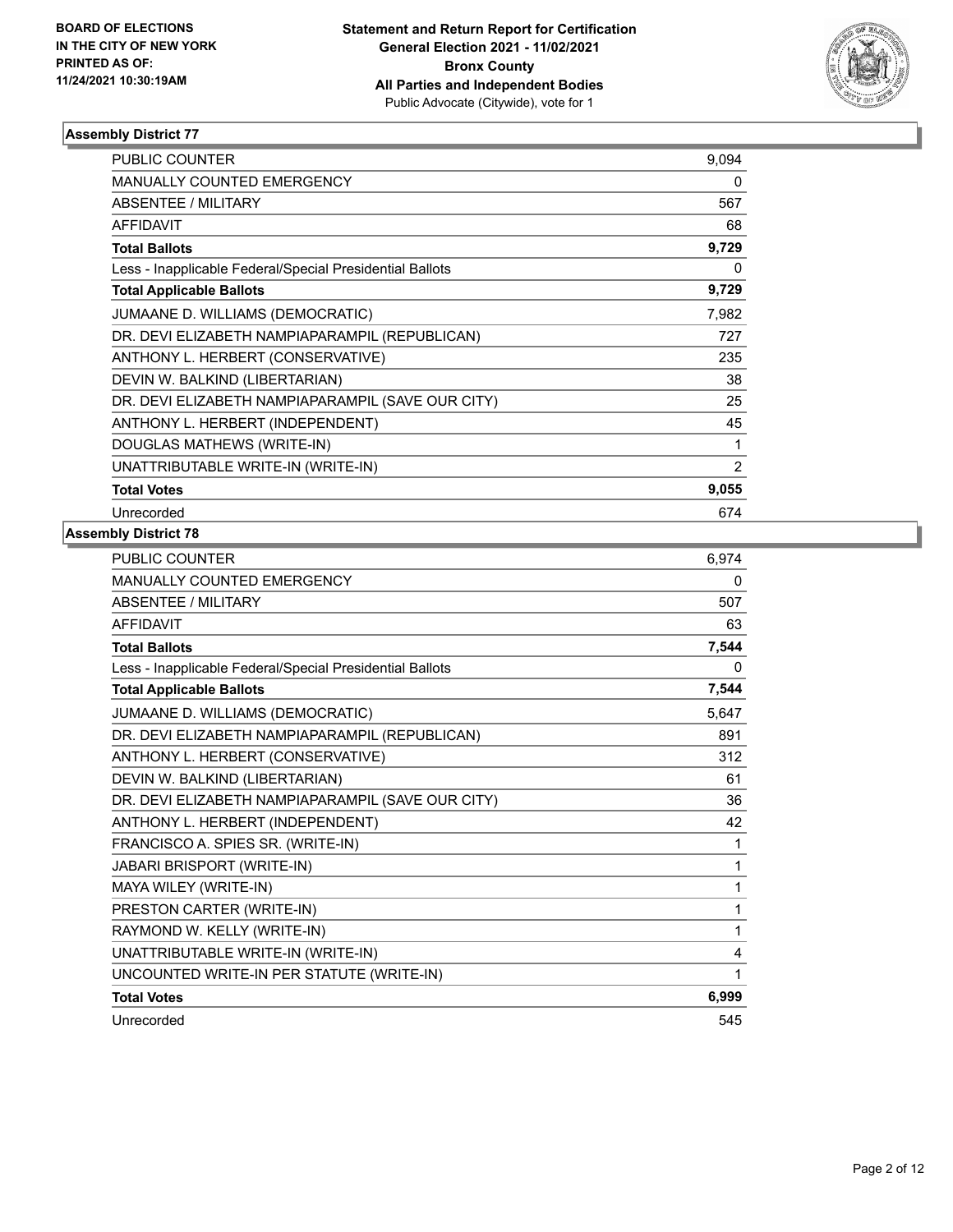**BOARD OF ELECTIONS IN THE CITY OF NEW YORK PRINTED AS OF: 11/24/2021 10:30:19AM**

**Statement and Return Report for Certification General Election 2021 - 11/02/2021 Bronx County All Parties and Independent Bodies**

Public Advocate (Citywide), vote for 1

## Assembly District 77

| | |
|---|---|
| PUBLIC COUNTER | 9,094 |
| MANUALLY COUNTED EMERGENCY | 0 |
| ABSENTEE / MILITARY | 567 |
| AFFIDAVIT | 68 |
| **Total Ballots** | **9,729** |
| Less - Inapplicable Federal/Special Presidential Ballots | 0 |
| **Total Applicable Ballots** | **9,729** |
| JUMAANE D. WILLIAMS (DEMOCRATIC) | 7,982 |
| DR. DEVI ELIZABETH NAMPIAPARAMPIL (REPUBLICAN) | 727 |
| ANTHONY L. HERBERT (CONSERVATIVE) | 235 |
| DEVIN W. BALKIND (LIBERTARIAN) | 38 |
| DR. DEVI ELIZABETH NAMPIAPARAMPIL (SAVE OUR CITY) | 25 |
| ANTHONY L. HERBERT (INDEPENDENT) | 45 |
| DOUGLAS MATHEWS (WRITE-IN) | 1 |
| UNATTRIBUTABLE WRITE-IN (WRITE-IN) | 2 |
| **Total Votes** | **9,055** |
| Unrecorded | 674 |

## Assembly District 78

| | |
|---|---|
| PUBLIC COUNTER | 6,974 |
| MANUALLY COUNTED EMERGENCY | 0 |
| ABSENTEE / MILITARY | 507 |
| AFFIDAVIT | 63 |
| **Total Ballots** | **7,544** |
| Less - Inapplicable Federal/Special Presidential Ballots | 0 |
| **Total Applicable Ballots** | **7,544** |
| JUMAANE D. WILLIAMS (DEMOCRATIC) | 5,647 |
| DR. DEVI ELIZABETH NAMPIAPARAMPIL (REPUBLICAN) | 891 |
| ANTHONY L. HERBERT (CONSERVATIVE) | 312 |
| DEVIN W. BALKIND (LIBERTARIAN) | 61 |
| DR. DEVI ELIZABETH NAMPIAPARAMPIL (SAVE OUR CITY) | 36 |
| ANTHONY L. HERBERT (INDEPENDENT) | 42 |
| FRANCISCO A. SPIES SR. (WRITE-IN) | 1 |
| JABARI BRISPORT (WRITE-IN) | 1 |
| MAYA WILEY (WRITE-IN) | 1 |
| PRESTON CARTER (WRITE-IN) | 1 |
| RAYMOND W. KELLY (WRITE-IN) | 1 |
| UNATTRIBUTABLE WRITE-IN (WRITE-IN) | 4 |
| UNCOUNTED WRITE-IN PER STATUTE (WRITE-IN) | 1 |
| **Total Votes** | **6,999** |
| Unrecorded | 545 |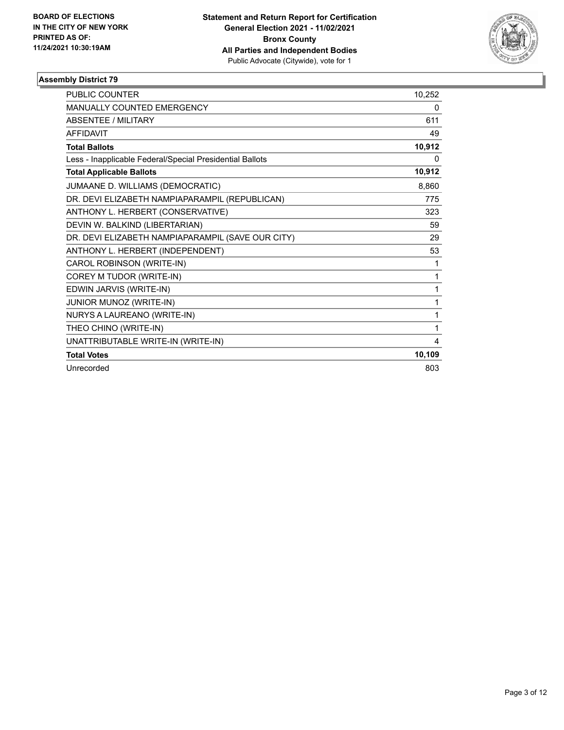BOARD OF ELECTIONS
IN THE CITY OF NEW YORK
PRINTED AS OF:
11/24/2021 10:30:19AM

**Statement and Return Report for Certification**
**General Election 2021 - 11/02/2021**
**Bronx County**
**All Parties and Independent Bodies**
Public Advocate (Citywide), vote for 1

## Assembly District 79

| | |
|---|---|
| PUBLIC COUNTER | 10,252 |
| MANUALLY COUNTED EMERGENCY | 0 |
| ABSENTEE / MILITARY | 611 |
| AFFIDAVIT | 49 |
| **Total Ballots** | **10,912** |
| Less - Inapplicable Federal/Special Presidential Ballots | 0 |
| **Total Applicable Ballots** | **10,912** |
| JUMAANE D. WILLIAMS (DEMOCRATIC) | 8,860 |
| DR. DEVI ELIZABETH NAMPIAPARAMPIL (REPUBLICAN) | 775 |
| ANTHONY L. HERBERT (CONSERVATIVE) | 323 |
| DEVIN W. BALKIND (LIBERTARIAN) | 59 |
| DR. DEVI ELIZABETH NAMPIAPARAMPIL (SAVE OUR CITY) | 29 |
| ANTHONY L. HERBERT (INDEPENDENT) | 53 |
| CAROL ROBINSON (WRITE-IN) | 1 |
| COREY M TUDOR (WRITE-IN) | 1 |
| EDWIN JARVIS (WRITE-IN) | 1 |
| JUNIOR MUNOZ (WRITE-IN) | 1 |
| NURYS A LAUREANO (WRITE-IN) | 1 |
| THEO CHINO (WRITE-IN) | 1 |
| UNATTRIBUTABLE WRITE-IN (WRITE-IN) | 4 |
| **Total Votes** | **10,109** |
| Unrecorded | 803 |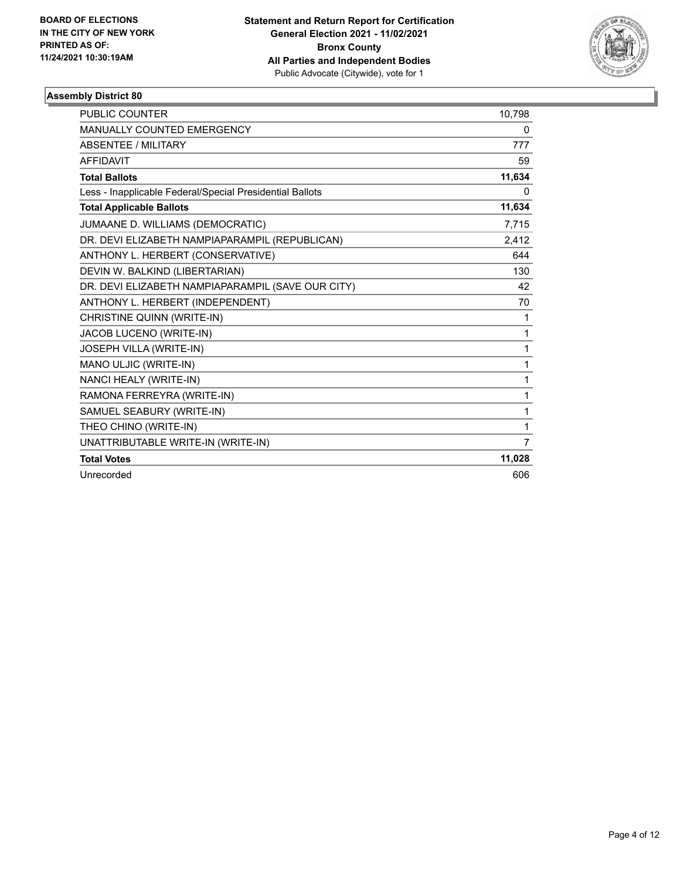**BOARD OF ELECTIONS IN THE CITY OF NEW YORK PRINTED AS OF: 11/24/2021 10:30:19AM**

**Statement and Return Report for Certification General Election 2021 - 11/02/2021 Bronx County All Parties and Independent Bodies**
Public Advocate (Citywide), vote for 1

### Assembly District 80

| | |
|---|---|
| PUBLIC COUNTER | 10,798 |
| MANUALLY COUNTED EMERGENCY | 0 |
| ABSENTEE / MILITARY | 777 |
| AFFIDAVIT | 59 |
| **Total Ballots** | **11,634** |
| Less - Inapplicable Federal/Special Presidential Ballots | 0 |
| **Total Applicable Ballots** | **11,634** |
| JUMAANE D. WILLIAMS (DEMOCRATIC) | 7,715 |
| DR. DEVI ELIZABETH NAMPIAPARAMPIL (REPUBLICAN) | 2,412 |
| ANTHONY L. HERBERT (CONSERVATIVE) | 644 |
| DEVIN W. BALKIND (LIBERTARIAN) | 130 |
| DR. DEVI ELIZABETH NAMPIAPARAMPIL (SAVE OUR CITY) | 42 |
| ANTHONY L. HERBERT (INDEPENDENT) | 70 |
| CHRISTINE QUINN (WRITE-IN) | 1 |
| JACOB LUCENO (WRITE-IN) | 1 |
| JOSEPH VILLA (WRITE-IN) | 1 |
| MANO ULJIC (WRITE-IN) | 1 |
| NANCI HEALY (WRITE-IN) | 1 |
| RAMONA FERREYRA (WRITE-IN) | 1 |
| SAMUEL SEABURY (WRITE-IN) | 1 |
| THEO CHINO (WRITE-IN) | 1 |
| UNATTRIBUTABLE WRITE-IN (WRITE-IN) | 7 |
| **Total Votes** | **11,028** |
| Unrecorded | 606 |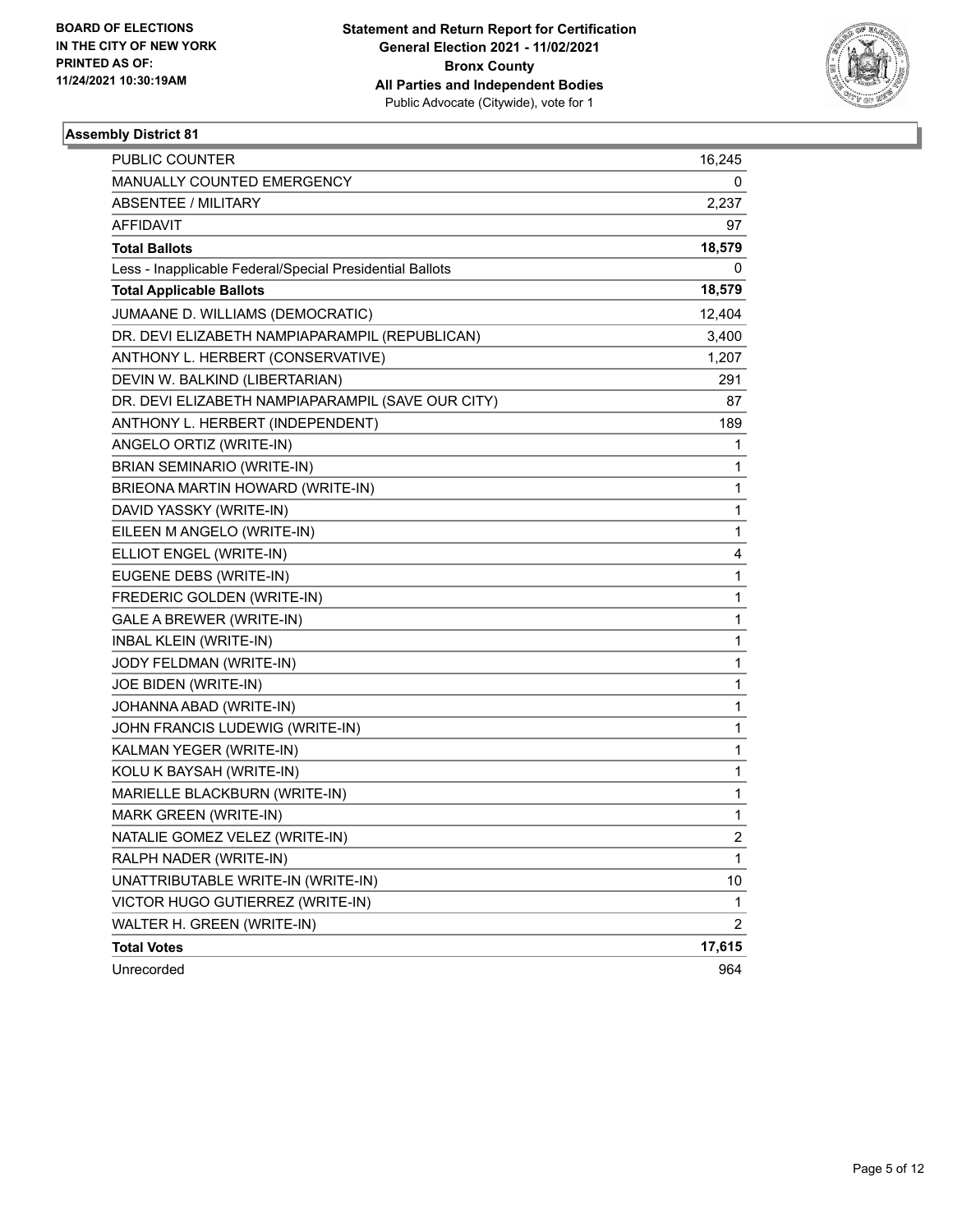**BOARD OF ELECTIONS IN THE CITY OF NEW YORK PRINTED AS OF: 11/24/2021 10:30:19AM**

**Statement and Return Report for Certification General Election 2021 - 11/02/2021 Bronx County All Parties and Independent Bodies**
Public Advocate (Citywide), vote for 1

### Assembly District 81

| | |
|---|---|
| PUBLIC COUNTER | 16,245 |
| MANUALLY COUNTED EMERGENCY | 0 |
| ABSENTEE / MILITARY | 2,237 |
| AFFIDAVIT | 97 |
| **Total Ballots** | **18,579** |
| Less - Inapplicable Federal/Special Presidential Ballots | 0 |
| **Total Applicable Ballots** | **18,579** |
| JUMAANE D. WILLIAMS (DEMOCRATIC) | 12,404 |
| DR. DEVI ELIZABETH NAMPIAPARAMPIL (REPUBLICAN) | 3,400 |
| ANTHONY L. HERBERT (CONSERVATIVE) | 1,207 |
| DEVIN W. BALKIND (LIBERTARIAN) | 291 |
| DR. DEVI ELIZABETH NAMPIAPARAMPIL (SAVE OUR CITY) | 87 |
| ANTHONY L. HERBERT (INDEPENDENT) | 189 |
| ANGELO ORTIZ (WRITE-IN) | 1 |
| BRIAN SEMINARIO (WRITE-IN) | 1 |
| BRIEONA MARTIN HOWARD (WRITE-IN) | 1 |
| DAVID YASSKY (WRITE-IN) | 1 |
| EILEEN M ANGELO (WRITE-IN) | 1 |
| ELLIOT ENGEL (WRITE-IN) | 4 |
| EUGENE DEBS (WRITE-IN) | 1 |
| FREDERIC GOLDEN (WRITE-IN) | 1 |
| GALE A BREWER (WRITE-IN) | 1 |
| INBAL KLEIN (WRITE-IN) | 1 |
| JODY FELDMAN (WRITE-IN) | 1 |
| JOE BIDEN (WRITE-IN) | 1 |
| JOHANNA ABAD (WRITE-IN) | 1 |
| JOHN FRANCIS LUDEWIG (WRITE-IN) | 1 |
| KALMAN YEGER (WRITE-IN) | 1 |
| KOLU K BAYSAH (WRITE-IN) | 1 |
| MARIELLE BLACKBURN (WRITE-IN) | 1 |
| MARK GREEN (WRITE-IN) | 1 |
| NATALIE GOMEZ VELEZ (WRITE-IN) | 2 |
| RALPH NADER (WRITE-IN) | 1 |
| UNATTRIBUTABLE WRITE-IN (WRITE-IN) | 10 |
| VICTOR HUGO GUTIERREZ (WRITE-IN) | 1 |
| WALTER H. GREEN (WRITE-IN) | 2 |
| **Total Votes** | **17,615** |
| Unrecorded | 964 |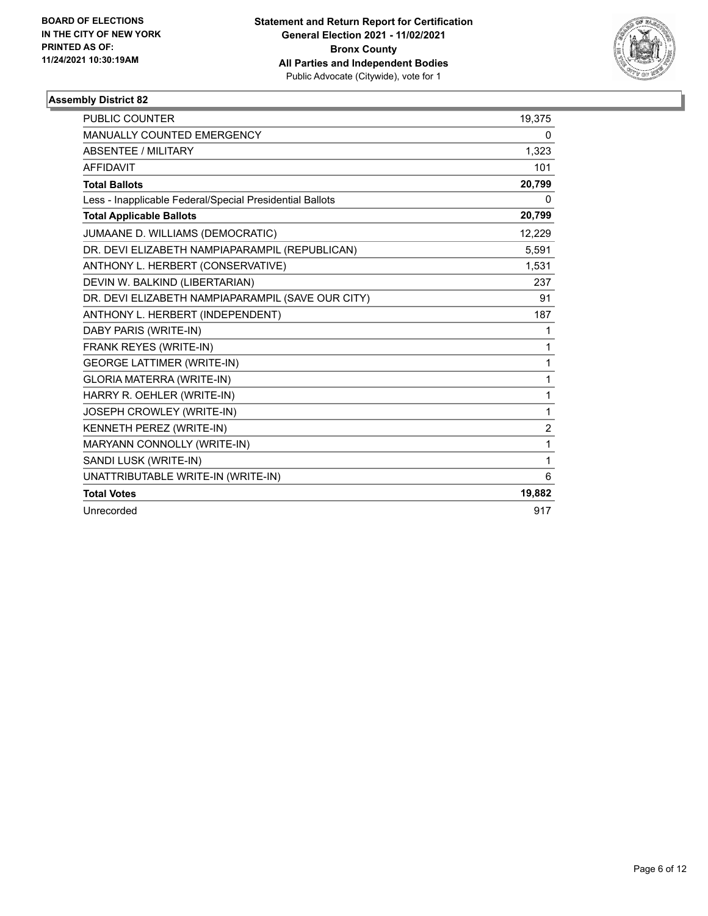**BOARD OF ELECTIONS IN THE CITY OF NEW YORK PRINTED AS OF: 11/24/2021 10:30:19AM**

**Statement and Return Report for Certification**
**General Election 2021 - 11/02/2021**
**Bronx County**
**All Parties and Independent Bodies**
Public Advocate (Citywide), vote for 1

**Assembly District 82**

| | |
|---|---|
| PUBLIC COUNTER | 19,375 |
| MANUALLY COUNTED EMERGENCY | 0 |
| ABSENTEE / MILITARY | 1,323 |
| AFFIDAVIT | 101 |
| **Total Ballots** | **20,799** |
| Less - Inapplicable Federal/Special Presidential Ballots | 0 |
| **Total Applicable Ballots** | **20,799** |
| JUMAANE D. WILLIAMS (DEMOCRATIC) | 12,229 |
| DR. DEVI ELIZABETH NAMPIAPARAMPIL (REPUBLICAN) | 5,591 |
| ANTHONY L. HERBERT (CONSERVATIVE) | 1,531 |
| DEVIN W. BALKIND (LIBERTARIAN) | 237 |
| DR. DEVI ELIZABETH NAMPIAPARAMPIL (SAVE OUR CITY) | 91 |
| ANTHONY L. HERBERT (INDEPENDENT) | 187 |
| DABY PARIS (WRITE-IN) | 1 |
| FRANK REYES (WRITE-IN) | 1 |
| GEORGE LATTIMER (WRITE-IN) | 1 |
| GLORIA MATERRA (WRITE-IN) | 1 |
| HARRY R. OEHLER (WRITE-IN) | 1 |
| JOSEPH CROWLEY (WRITE-IN) | 1 |
| KENNETH PEREZ (WRITE-IN) | 2 |
| MARYANN CONNOLLY (WRITE-IN) | 1 |
| SANDI LUSK (WRITE-IN) | 1 |
| UNATTRIBUTABLE WRITE-IN (WRITE-IN) | 6 |
| **Total Votes** | **19,882** |
| Unrecorded | 917 |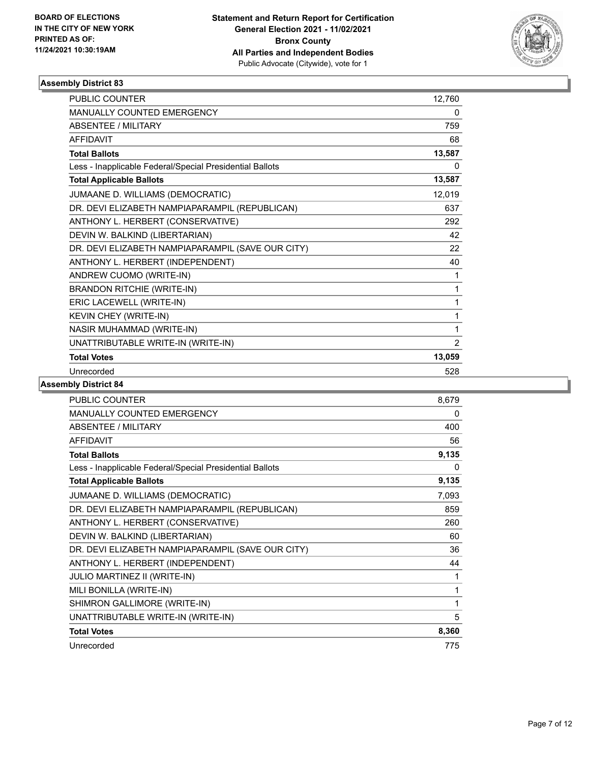BOARD OF ELECTIONS
IN THE CITY OF NEW YORK
PRINTED AS OF:
11/24/2021 10:30:19AM

**Statement and Return Report for Certification**
**General Election 2021 - 11/02/2021**
**Bronx County**
**All Parties and Independent Bodies**
Public Advocate (Citywide), vote for 1

### Assembly District 83

| | |
|---|---|
| PUBLIC COUNTER | 12,760 |
| MANUALLY COUNTED EMERGENCY | 0 |
| ABSENTEE / MILITARY | 759 |
| AFFIDAVIT | 68 |
| **Total Ballots** | **13,587** |
| Less - Inapplicable Federal/Special Presidential Ballots | 0 |
| **Total Applicable Ballots** | **13,587** |
| JUMAANE D. WILLIAMS (DEMOCRATIC) | 12,019 |
| DR. DEVI ELIZABETH NAMPIAPARAMPIL (REPUBLICAN) | 637 |
| ANTHONY L. HERBERT (CONSERVATIVE) | 292 |
| DEVIN W. BALKIND (LIBERTARIAN) | 42 |
| DR. DEVI ELIZABETH NAMPIAPARAMPIL (SAVE OUR CITY) | 22 |
| ANTHONY L. HERBERT (INDEPENDENT) | 40 |
| ANDREW CUOMO (WRITE-IN) | 1 |
| BRANDON RITCHIE (WRITE-IN) | 1 |
| ERIC LACEWELL (WRITE-IN) | 1 |
| KEVIN CHEY (WRITE-IN) | 1 |
| NASIR MUHAMMAD (WRITE-IN) | 1 |
| UNATTRIBUTABLE WRITE-IN (WRITE-IN) | 2 |
| **Total Votes** | **13,059** |
| Unrecorded | 528 |

### Assembly District 84

| | |
|---|---|
| PUBLIC COUNTER | 8,679 |
| MANUALLY COUNTED EMERGENCY | 0 |
| ABSENTEE / MILITARY | 400 |
| AFFIDAVIT | 56 |
| **Total Ballots** | **9,135** |
| Less - Inapplicable Federal/Special Presidential Ballots | 0 |
| **Total Applicable Ballots** | **9,135** |
| JUMAANE D. WILLIAMS (DEMOCRATIC) | 7,093 |
| DR. DEVI ELIZABETH NAMPIAPARAMPIL (REPUBLICAN) | 859 |
| ANTHONY L. HERBERT (CONSERVATIVE) | 260 |
| DEVIN W. BALKIND (LIBERTARIAN) | 60 |
| DR. DEVI ELIZABETH NAMPIAPARAMPIL (SAVE OUR CITY) | 36 |
| ANTHONY L. HERBERT (INDEPENDENT) | 44 |
| JULIO MARTINEZ II (WRITE-IN) | 1 |
| MILI BONILLA (WRITE-IN) | 1 |
| SHIMRON GALLIMORE (WRITE-IN) | 1 |
| UNATTRIBUTABLE WRITE-IN (WRITE-IN) | 5 |
| **Total Votes** | **8,360** |
| Unrecorded | 775 |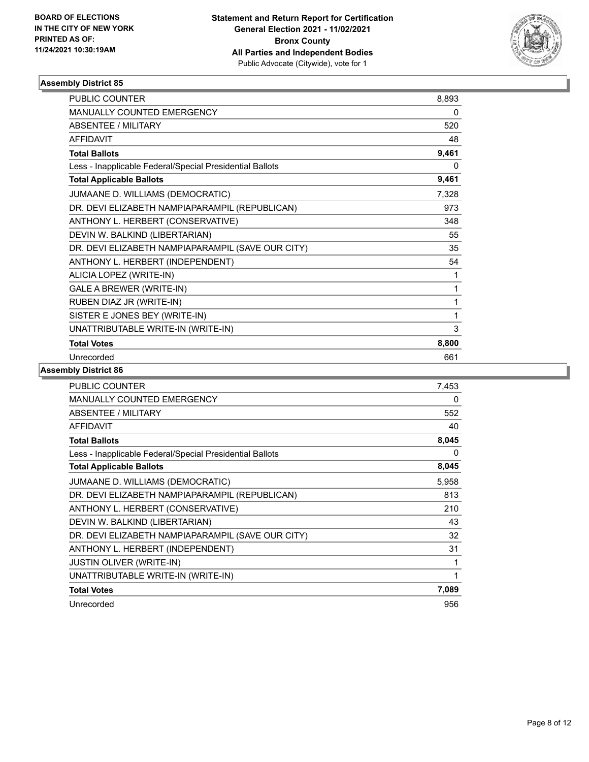BOARD OF ELECTIONS
IN THE CITY OF NEW YORK
PRINTED AS OF:
11/24/2021 10:30:19AM

**Statement and Return Report for Certification**
**General Election 2021 - 11/02/2021**
**Bronx County**
**All Parties and Independent Bodies**
Public Advocate (Citywide), vote for 1

### Assembly District 85

| | |
|---|---|
| PUBLIC COUNTER | 8,893 |
| MANUALLY COUNTED EMERGENCY | 0 |
| ABSENTEE / MILITARY | 520 |
| AFFIDAVIT | 48 |
| **Total Ballots** | **9,461** |
| Less - Inapplicable Federal/Special Presidential Ballots | 0 |
| **Total Applicable Ballots** | **9,461** |
| JUMAANE D. WILLIAMS (DEMOCRATIC) | 7,328 |
| DR. DEVI ELIZABETH NAMPIAPARAMPIL (REPUBLICAN) | 973 |
| ANTHONY L. HERBERT (CONSERVATIVE) | 348 |
| DEVIN W. BALKIND (LIBERTARIAN) | 55 |
| DR. DEVI ELIZABETH NAMPIAPARAMPIL (SAVE OUR CITY) | 35 |
| ANTHONY L. HERBERT (INDEPENDENT) | 54 |
| ALICIA LOPEZ (WRITE-IN) | 1 |
| GALE A BREWER (WRITE-IN) | 1 |
| RUBEN DIAZ JR (WRITE-IN) | 1 |
| SISTER E JONES BEY (WRITE-IN) | 1 |
| UNATTRIBUTABLE WRITE-IN (WRITE-IN) | 3 |
| **Total Votes** | **8,800** |
| Unrecorded | 661 |

### Assembly District 86

| | |
|---|---|
| PUBLIC COUNTER | 7,453 |
| MANUALLY COUNTED EMERGENCY | 0 |
| ABSENTEE / MILITARY | 552 |
| AFFIDAVIT | 40 |
| **Total Ballots** | **8,045** |
| Less - Inapplicable Federal/Special Presidential Ballots | 0 |
| **Total Applicable Ballots** | **8,045** |
| JUMAANE D. WILLIAMS (DEMOCRATIC) | 5,958 |
| DR. DEVI ELIZABETH NAMPIAPARAMPIL (REPUBLICAN) | 813 |
| ANTHONY L. HERBERT (CONSERVATIVE) | 210 |
| DEVIN W. BALKIND (LIBERTARIAN) | 43 |
| DR. DEVI ELIZABETH NAMPIAPARAMPIL (SAVE OUR CITY) | 32 |
| ANTHONY L. HERBERT (INDEPENDENT) | 31 |
| JUSTIN OLIVER (WRITE-IN) | 1 |
| UNATTRIBUTABLE WRITE-IN (WRITE-IN) | 1 |
| **Total Votes** | **7,089** |
| Unrecorded | 956 |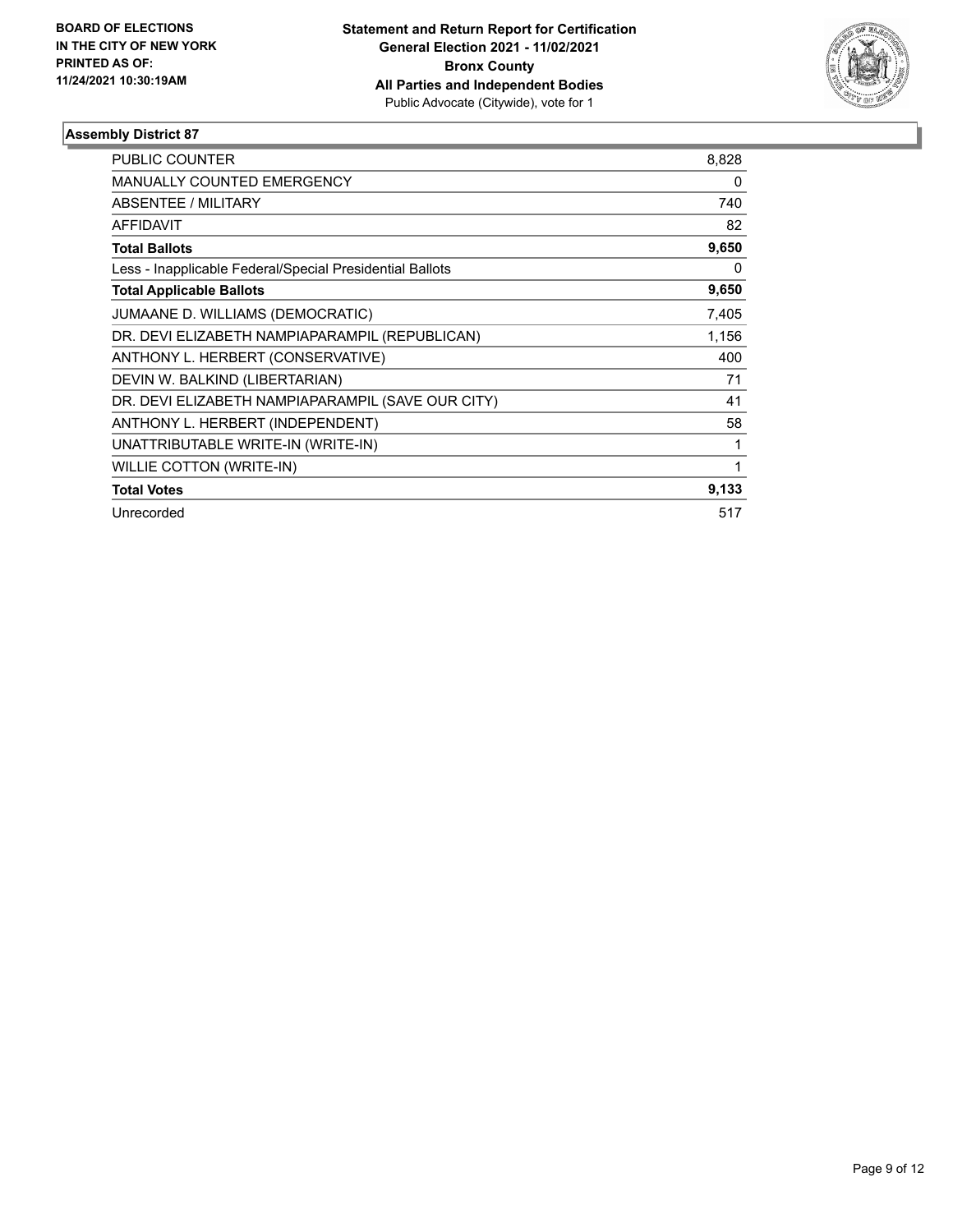**BOARD OF ELECTIONS IN THE CITY OF NEW YORK PRINTED AS OF: 11/24/2021 10:30:19AM**

**Statement and Return Report for Certification General Election 2021 - 11/02/2021 Bronx County All Parties and Independent Bodies**
Public Advocate (Citywide), vote for 1

## Assembly District 87

| | |
|---|---|
| PUBLIC COUNTER | 8,828 |
| MANUALLY COUNTED EMERGENCY | 0 |
| ABSENTEE / MILITARY | 740 |
| AFFIDAVIT | 82 |
| **Total Ballots** | **9,650** |
| Less - Inapplicable Federal/Special Presidential Ballots | 0 |
| **Total Applicable Ballots** | **9,650** |
| JUMAANE D. WILLIAMS (DEMOCRATIC) | 7,405 |
| DR. DEVI ELIZABETH NAMPIAPARAMPIL (REPUBLICAN) | 1,156 |
| ANTHONY L. HERBERT (CONSERVATIVE) | 400 |
| DEVIN W. BALKIND (LIBERTARIAN) | 71 |
| DR. DEVI ELIZABETH NAMPIAPARAMPIL (SAVE OUR CITY) | 41 |
| ANTHONY L. HERBERT (INDEPENDENT) | 58 |
| UNATTRIBUTABLE WRITE-IN (WRITE-IN) | 1 |
| WILLIE COTTON (WRITE-IN) | 1 |
| **Total Votes** | **9,133** |
| Unrecorded | 517 |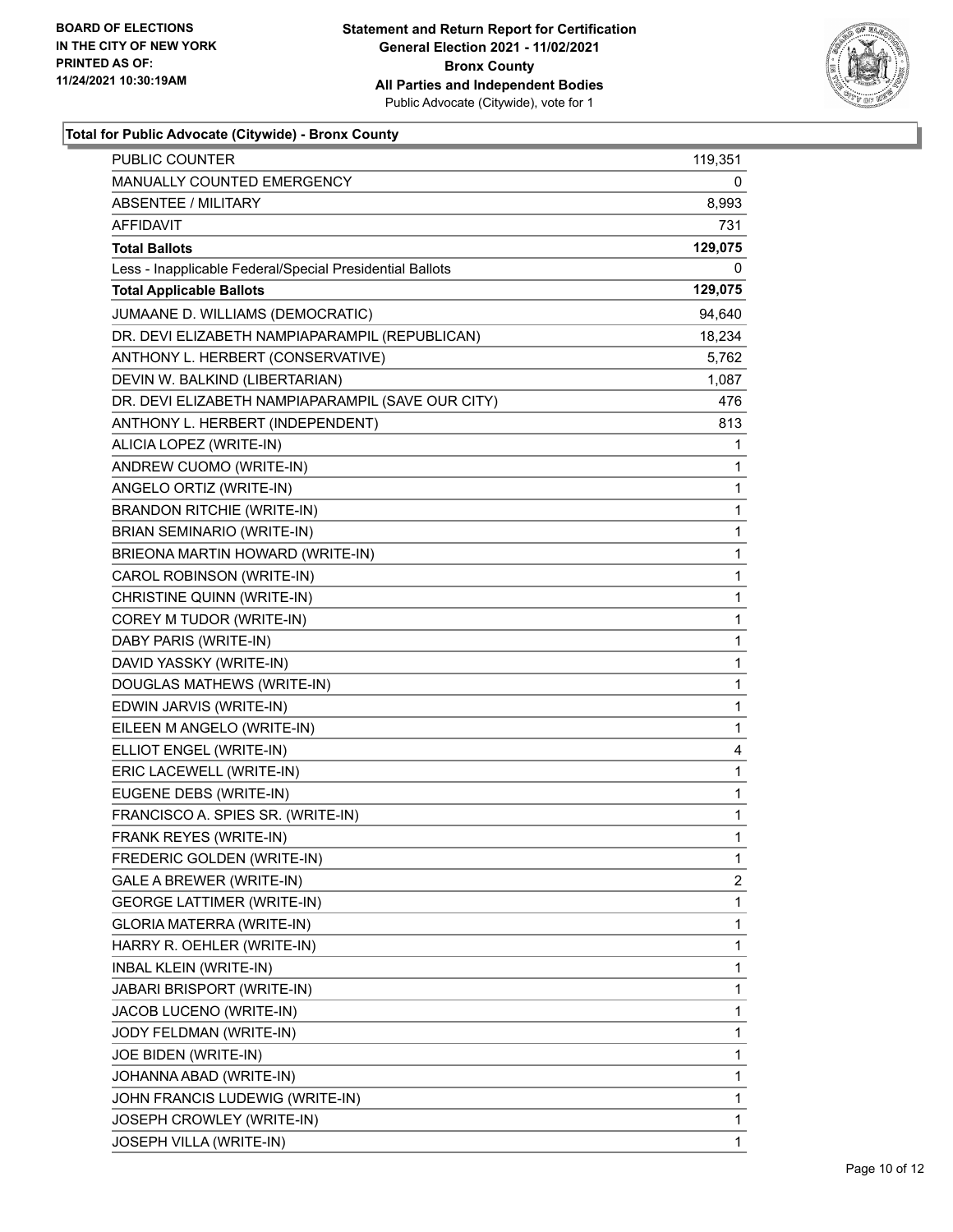**BOARD OF ELECTIONS IN THE CITY OF NEW YORK PRINTED AS OF: 11/24/2021 10:30:19AM**

**Statement and Return Report for Certification**
**General Election 2021 - 11/02/2021**
**Bronx County**
**All Parties and Independent Bodies**
Public Advocate (Citywide), vote for 1

**Total for Public Advocate (Citywide) - Bronx County**

| | |
|---|---|
| PUBLIC COUNTER | 119,351 |
| MANUALLY COUNTED EMERGENCY | 0 |
| ABSENTEE / MILITARY | 8,993 |
| AFFIDAVIT | 731 |
| **Total Ballots** | **129,075** |
| Less - Inapplicable Federal/Special Presidential Ballots | 0 |
| **Total Applicable Ballots** | **129,075** |
| JUMAANE D. WILLIAMS (DEMOCRATIC) | 94,640 |
| DR. DEVI ELIZABETH NAMPIAPARAMPIL (REPUBLICAN) | 18,234 |
| ANTHONY L. HERBERT (CONSERVATIVE) | 5,762 |
| DEVIN W. BALKIND (LIBERTARIAN) | 1,087 |
| DR. DEVI ELIZABETH NAMPIAPARAMPIL (SAVE OUR CITY) | 476 |
| ANTHONY L. HERBERT (INDEPENDENT) | 813 |
| ALICIA LOPEZ (WRITE-IN) | 1 |
| ANDREW CUOMO (WRITE-IN) | 1 |
| ANGELO ORTIZ (WRITE-IN) | 1 |
| BRANDON RITCHIE (WRITE-IN) | 1 |
| BRIAN SEMINARIO (WRITE-IN) | 1 |
| BRIEONA MARTIN HOWARD (WRITE-IN) | 1 |
| CAROL ROBINSON (WRITE-IN) | 1 |
| CHRISTINE QUINN (WRITE-IN) | 1 |
| COREY M TUDOR (WRITE-IN) | 1 |
| DABY PARIS (WRITE-IN) | 1 |
| DAVID YASSKY (WRITE-IN) | 1 |
| DOUGLAS MATHEWS (WRITE-IN) | 1 |
| EDWIN JARVIS (WRITE-IN) | 1 |
| EILEEN M ANGELO (WRITE-IN) | 1 |
| ELLIOT ENGEL (WRITE-IN) | 4 |
| ERIC LACEWELL (WRITE-IN) | 1 |
| EUGENE DEBS (WRITE-IN) | 1 |
| FRANCISCO A. SPIES SR. (WRITE-IN) | 1 |
| FRANK REYES (WRITE-IN) | 1 |
| FREDERIC GOLDEN (WRITE-IN) | 1 |
| GALE A BREWER (WRITE-IN) | 2 |
| GEORGE LATTIMER (WRITE-IN) | 1 |
| GLORIA MATERRA (WRITE-IN) | 1 |
| HARRY R. OEHLER (WRITE-IN) | 1 |
| INBAL KLEIN (WRITE-IN) | 1 |
| JABARI BRISPORT (WRITE-IN) | 1 |
| JACOB LUCENO (WRITE-IN) | 1 |
| JODY FELDMAN (WRITE-IN) | 1 |
| JOE BIDEN (WRITE-IN) | 1 |
| JOHANNA ABAD (WRITE-IN) | 1 |
| JOHN FRANCIS LUDEWIG (WRITE-IN) | 1 |
| JOSEPH CROWLEY (WRITE-IN) | 1 |
| JOSEPH VILLA (WRITE-IN) | 1 |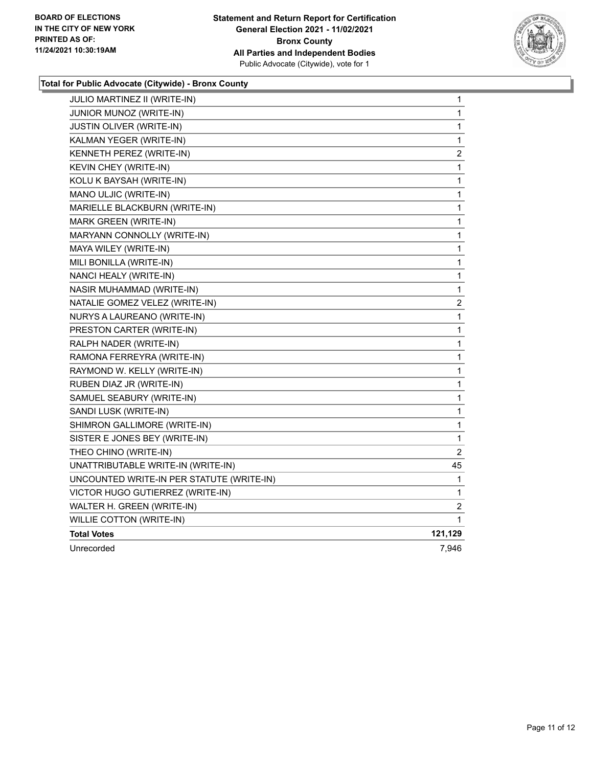**BOARD OF ELECTIONS IN THE CITY OF NEW YORK PRINTED AS OF: 11/24/2021 10:30:19AM**

**Statement and Return Report for Certification General Election 2021 - 11/02/2021 Bronx County All Parties and Independent Bodies**
Public Advocate (Citywide), vote for 1

### Total for Public Advocate (Citywide) - Bronx County

| | |
|---|---|
| JULIO MARTINEZ II (WRITE-IN) | 1 |
| JUNIOR MUNOZ (WRITE-IN) | 1 |
| JUSTIN OLIVER (WRITE-IN) | 1 |
| KALMAN YEGER (WRITE-IN) | 1 |
| KENNETH PEREZ (WRITE-IN) | 2 |
| KEVIN CHEY (WRITE-IN) | 1 |
| KOLU K BAYSAH (WRITE-IN) | 1 |
| MANO ULJIC (WRITE-IN) | 1 |
| MARIELLE BLACKBURN (WRITE-IN) | 1 |
| MARK GREEN (WRITE-IN) | 1 |
| MARYANN CONNOLLY (WRITE-IN) | 1 |
| MAYA WILEY (WRITE-IN) | 1 |
| MILI BONILLA (WRITE-IN) | 1 |
| NANCI HEALY (WRITE-IN) | 1 |
| NASIR MUHAMMAD (WRITE-IN) | 1 |
| NATALIE GOMEZ VELEZ (WRITE-IN) | 2 |
| NURYS A LAUREANO (WRITE-IN) | 1 |
| PRESTON CARTER (WRITE-IN) | 1 |
| RALPH NADER (WRITE-IN) | 1 |
| RAMONA FERREYRA (WRITE-IN) | 1 |
| RAYMOND W. KELLY (WRITE-IN) | 1 |
| RUBEN DIAZ JR (WRITE-IN) | 1 |
| SAMUEL SEABURY (WRITE-IN) | 1 |
| SANDI LUSK (WRITE-IN) | 1 |
| SHIMRON GALLIMORE (WRITE-IN) | 1 |
| SISTER E JONES BEY (WRITE-IN) | 1 |
| THEO CHINO (WRITE-IN) | 2 |
| UNATTRIBUTABLE WRITE-IN (WRITE-IN) | 45 |
| UNCOUNTED WRITE-IN PER STATUTE (WRITE-IN) | 1 |
| VICTOR HUGO GUTIERREZ (WRITE-IN) | 1 |
| WALTER H. GREEN (WRITE-IN) | 2 |
| WILLIE COTTON (WRITE-IN) | 1 |
| **Total Votes** | **121,129** |
| Unrecorded | 7,946 |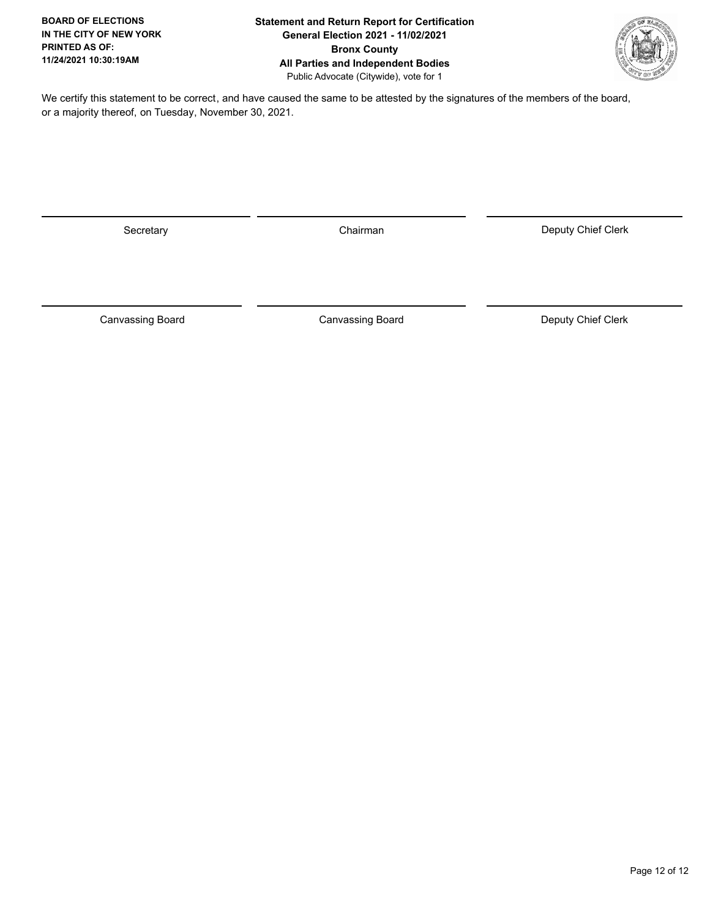**BOARD OF ELECTIONS IN THE CITY OF NEW YORK PRINTED AS OF: 11/24/2021 10:30:19AM**

**Statement and Return Report for Certification**
**General Election 2021 - 11/02/2021**
**Bronx County**
**All Parties and Independent Bodies**
Public Advocate (Citywide), vote for 1

We certify this statement to be correct, and have caused the same to be attested by the signatures of the members of the board, or a majority thereof, on Tuesday, November 30, 2021.

| | | |
|---|---|---|
| Secretary | Chairman | Deputy Chief Clerk |
| Canvassing Board | Canvassing Board | Deputy Chief Clerk |